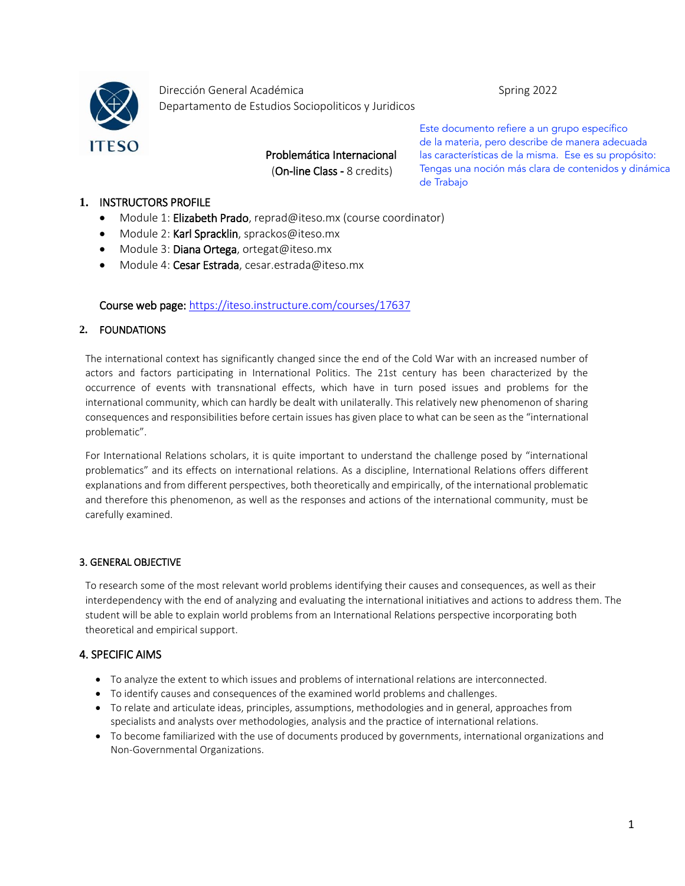Dirección General Académica
Departamento de Estudios Sociopoliticos y Juridicos

Spring 2022

Este documento refiere a un grupo específico de la materia, pero describe de manera adecuada las características de la misma. Ese es su propósito: Tengas una noción más clara de contenidos y dinámica de Trabajo

**Problemática Internacional**
(**On-line Class -** 8 credits)

## 1. INSTRUCTORS PROFILE

- Module 1: **Elizabeth Prado**, reprad@iteso.mx (course coordinator)
- Module 2: **Karl Spracklin**, sprackos@iteso.mx
- Module 3: **Diana Ortega**, ortegat@iteso.mx
- Module 4: **Cesar Estrada**, cesar.estrada@iteso.mx

**Course web page:** https://iteso.instructure.com/courses/17637

## 2. FOUNDATIONS

The international context has significantly changed since the end of the Cold War with an increased number of actors and factors participating in International Politics. The 21st century has been characterized by the occurrence of events with transnational effects, which have in turn posed issues and problems for the international community, which can hardly be dealt with unilaterally. This relatively new phenomenon of sharing consequences and responsibilities before certain issues has given place to what can be seen as the "international problematic".

For International Relations scholars, it is quite important to understand the challenge posed by "international problematics" and its effects on international relations. As a discipline, International Relations offers different explanations and from different perspectives, both theoretically and empirically, of the international problematic and therefore this phenomenon, as well as the responses and actions of the international community, must be carefully examined.

## 3. GENERAL OBJECTIVE

To research some of the most relevant world problems identifying their causes and consequences, as well as their interdependency with the end of analyzing and evaluating the international initiatives and actions to address them. The student will be able to explain world problems from an International Relations perspective incorporating both theoretical and empirical support.

## 4. SPECIFIC AIMS

- To analyze the extent to which issues and problems of international relations are interconnected.
- To identify causes and consequences of the examined world problems and challenges.
- To relate and articulate ideas, principles, assumptions, methodologies and in general, approaches from specialists and analysts over methodologies, analysis and the practice of international relations.
- To become familiarized with the use of documents produced by governments, international organizations and Non-Governmental Organizations.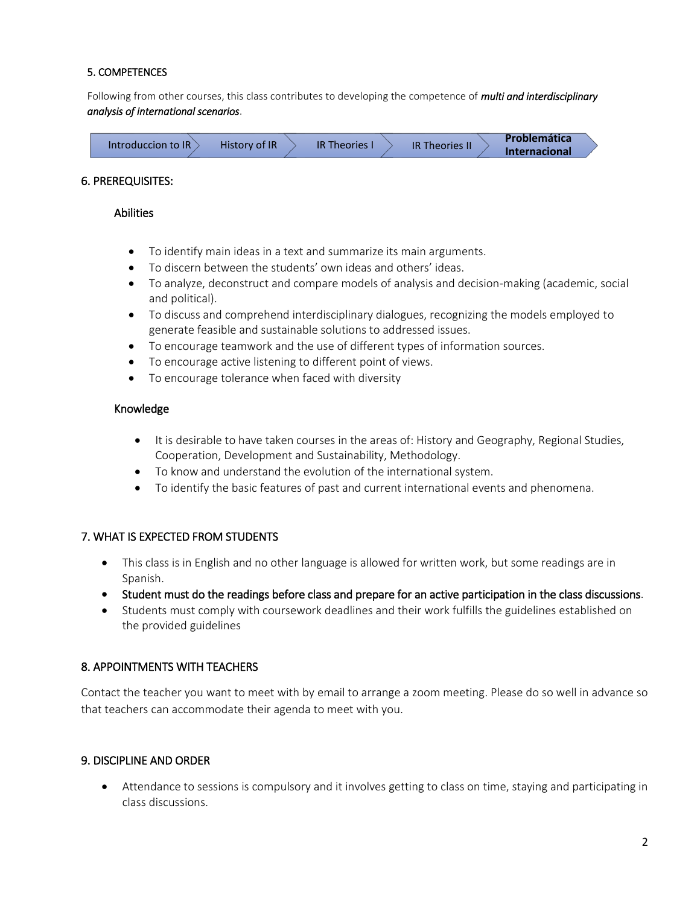## 5. COMPETENCES

Following from other courses, this class contributes to developing the competence of ***multi and interdisciplinary analysis of international scenarios***.

Introduccion to IR → History of IR → IR Theories I → IR Theories II → **Problemática Internacional**

## 6. PREREQUISITES:

### Abilities

- To identify main ideas in a text and summarize its main arguments.
- To discern between the students' own ideas and others' ideas.
- To analyze, deconstruct and compare models of analysis and decision-making (academic, social and political).
- To discuss and comprehend interdisciplinary dialogues, recognizing the models employed to generate feasible and sustainable solutions to addressed issues.
- To encourage teamwork and the use of different types of information sources.
- To encourage active listening to different point of views.
- To encourage tolerance when faced with diversity

### Knowledge

- It is desirable to have taken courses in the areas of: History and Geography, Regional Studies, Cooperation, Development and Sustainability, Methodology.
- To know and understand the evolution of the international system.
- To identify the basic features of past and current international events and phenomena.

## 7. WHAT IS EXPECTED FROM STUDENTS

- This class is in English and no other language is allowed for written work, but some readings are in Spanish.
- Student must do the readings before class and prepare for an active participation in the class discussions.
- Students must comply with coursework deadlines and their work fulfills the guidelines established on the provided guidelines

## 8. APPOINTMENTS WITH TEACHERS

Contact the teacher you want to meet with by email to arrange a zoom meeting. Please do so well in advance so that teachers can accommodate their agenda to meet with you.

## 9. DISCIPLINE AND ORDER

- Attendance to sessions is compulsory and it involves getting to class on time, staying and participating in class discussions.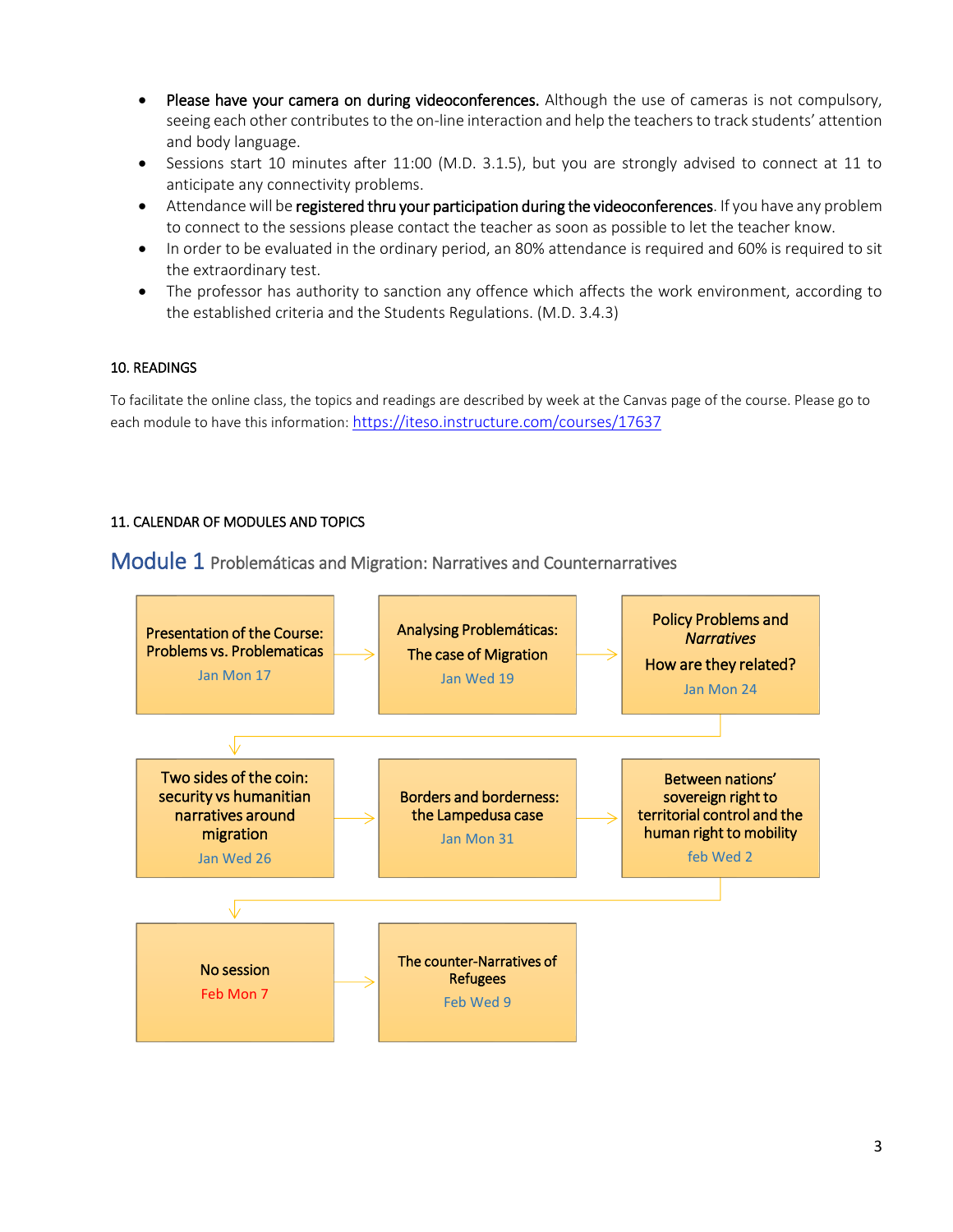- **Please have your camera on during videoconferences.** Although the use of cameras is not compulsory, seeing each other contributes to the on-line interaction and help the teachers to track students' attention and body language.
- Sessions start 10 minutes after 11:00 (M.D. 3.1.5), but you are strongly advised to connect at 11 to anticipate any connectivity problems.
- Attendance will be **registered thru your participation during the videoconferences**. If you have any problem to connect to the sessions please contact the teacher as soon as possible to let the teacher know.
- In order to be evaluated in the ordinary period, an 80% attendance is required and 60% is required to sit the extraordinary test.
- The professor has authority to sanction any offence which affects the work environment, according to the established criteria and the Students Regulations. (M.D. 3.4.3)

## 10. READINGS

To facilitate the online class, the topics and readings are described by week at the Canvas page of the course. Please go to each module to have this information: https://iteso.instructure.com/courses/17637

## 11. CALENDAR OF MODULES AND TOPICS

### Module 1 Problemáticas and Migration: Narratives and Counternarratives

| Topic | Date |
|---|---|
| Presentation of the Course: Problems vs. Problematicas | Jan Mon 17 |
| Analysing Problemáticas: The case of Migration | Jan Wed 19 |
| Policy Problems and *Narratives* How are they related? | Jan Mon 24 |
| Two sides of the coin: security vs humanitian narratives around migration | Jan Wed 26 |
| Borders and borderness: the Lampedusa case | Jan Mon 31 |
| Between nations' sovereign right to territorial control and the human right to mobility | feb Wed 2 |
| No session | Feb Mon 7 |
| The counter-Narratives of Refugees | Feb Wed 9 |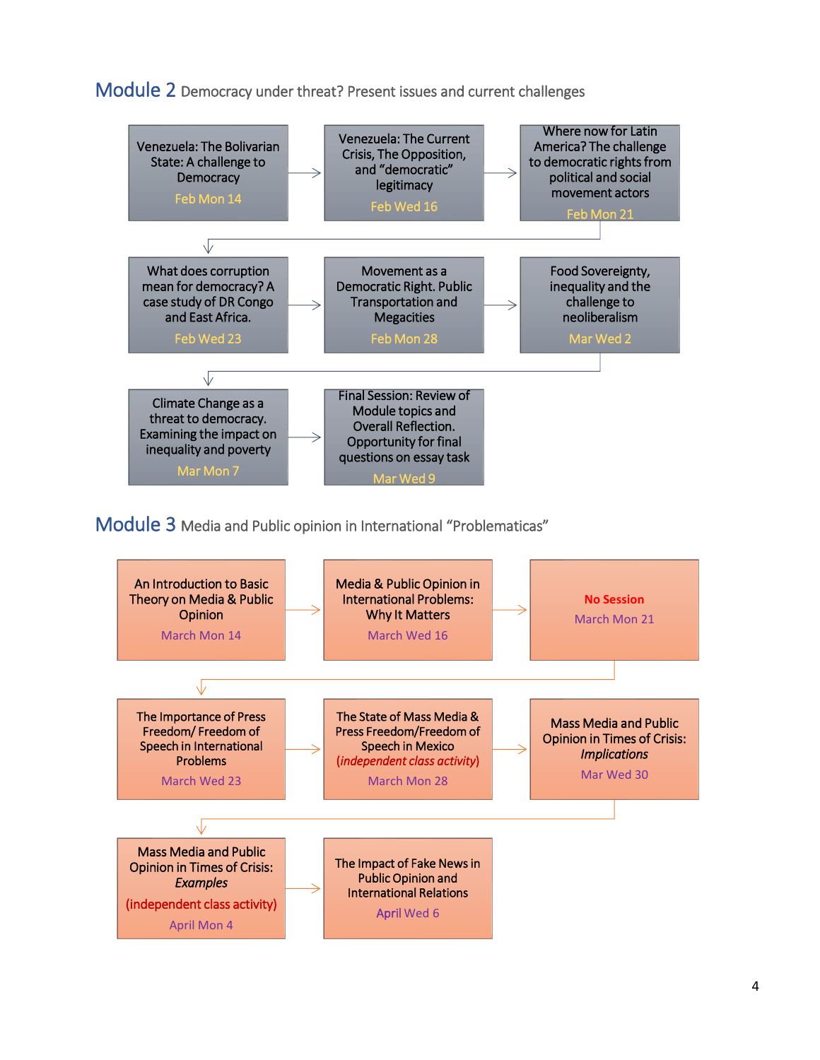## Module 2 Democracy under threat? Present issues and current challenges

1. Venezuela: The Bolivarian State: A challenge to Democracy — Feb Mon 14
2. Venezuela: The Current Crisis, The Opposition, and "democratic" legitimacy — Feb Wed 16
3. Where now for Latin America? The challenge to democratic rights from political and social movement actors — Feb Mon 21
4. What does corruption mean for democracy? A case study of DR Congo and East Africa. — Feb Wed 23
5. Movement as a Democratic Right. Public Transportation and Megacities — Feb Mon 28
6. Food Sovereignty, inequality and the challenge to neoliberalism — Mar Wed 2
7. Climate Change as a threat to democracy. Examining the impact on inequality and poverty — Mar Mon 7
8. Final Session: Review of Module topics and Overall Reflection. Opportunity for final questions on essay task — Mar Wed 9

## Module 3 Media and Public opinion in International "Problematicas"

1. An Introduction to Basic Theory on Media & Public Opinion — March Mon 14
2. Media & Public Opinion in International Problems: Why It Matters — March Wed 16
3. **No Session** — March Mon 21
4. The Importance of Press Freedom/ Freedom of Speech in International Problems — March Wed 23
5. The State of Mass Media & Press Freedom/Freedom of Speech in Mexico *(independent class activity)* — March Mon 28
6. Mass Media and Public Opinion in Times of Crisis: *Implications* — Mar Wed 30
7. Mass Media and Public Opinion in Times of Crisis: *Examples* (independent class activity) — April Mon 4
8. The Impact of Fake News in Public Opinion and International Relations — April Wed 6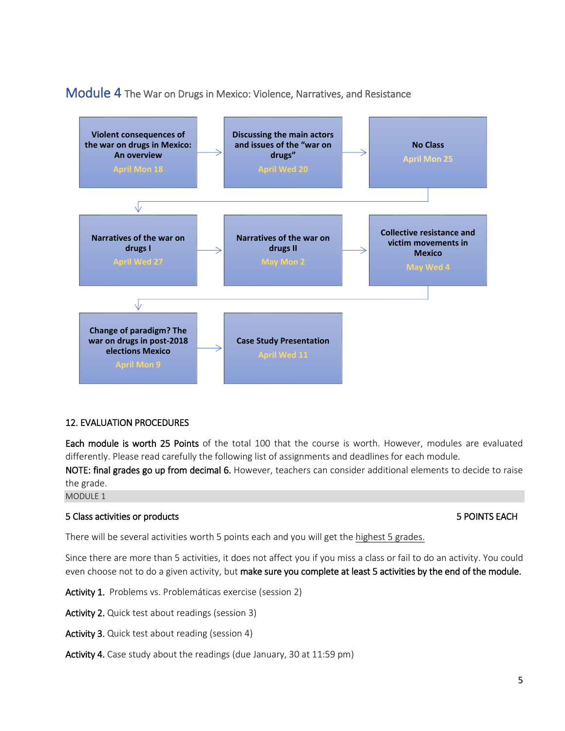## Module 4 The War on Drugs in Mexico: Violence, Narratives, and Resistance

- **Violent consequences of the war on drugs in Mexico: An overview** — April Mon 18
- **Discussing the main actors and issues of the "war on drugs"** — April Wed 20
- **No Class** — April Mon 25
- **Narratives of the war on drugs I** — April Wed 27
- **Narratives of the war on drugs II** — May Mon 2
- **Collective resistance and victim movements in Mexico** — May Wed 4
- **Change of paradigm? The war on drugs in post-2018 elections Mexico** — April Mon 9
- **Case Study Presentation** — April Wed 11

## 12. EVALUATION PROCEDURES

**Each module is worth 25 Points** of the total 100 that the course is worth. However, modules are evaluated differently. Please read carefully the following list of assignments and deadlines for each module.

**NOTE: final grades go up from decimal 6.** However, teachers can consider additional elements to decide to raise the grade.

### MODULE 1

**5 Class activities or products** — 5 POINTS EACH

There will be several activities worth 5 points each and you will get the highest 5 grades.

Since there are more than 5 activities, it does not affect you if you miss a class or fail to do an activity. You could even choose not to do a given activity, but **make sure you complete at least 5 activities by the end of the module.**

**Activity 1.** Problems vs. Problemáticas exercise (session 2)

**Activity 2.** Quick test about readings (session 3)

**Activity 3.** Quick test about reading (session 4)

**Activity 4.** Case study about the readings (due January, 30 at 11:59 pm)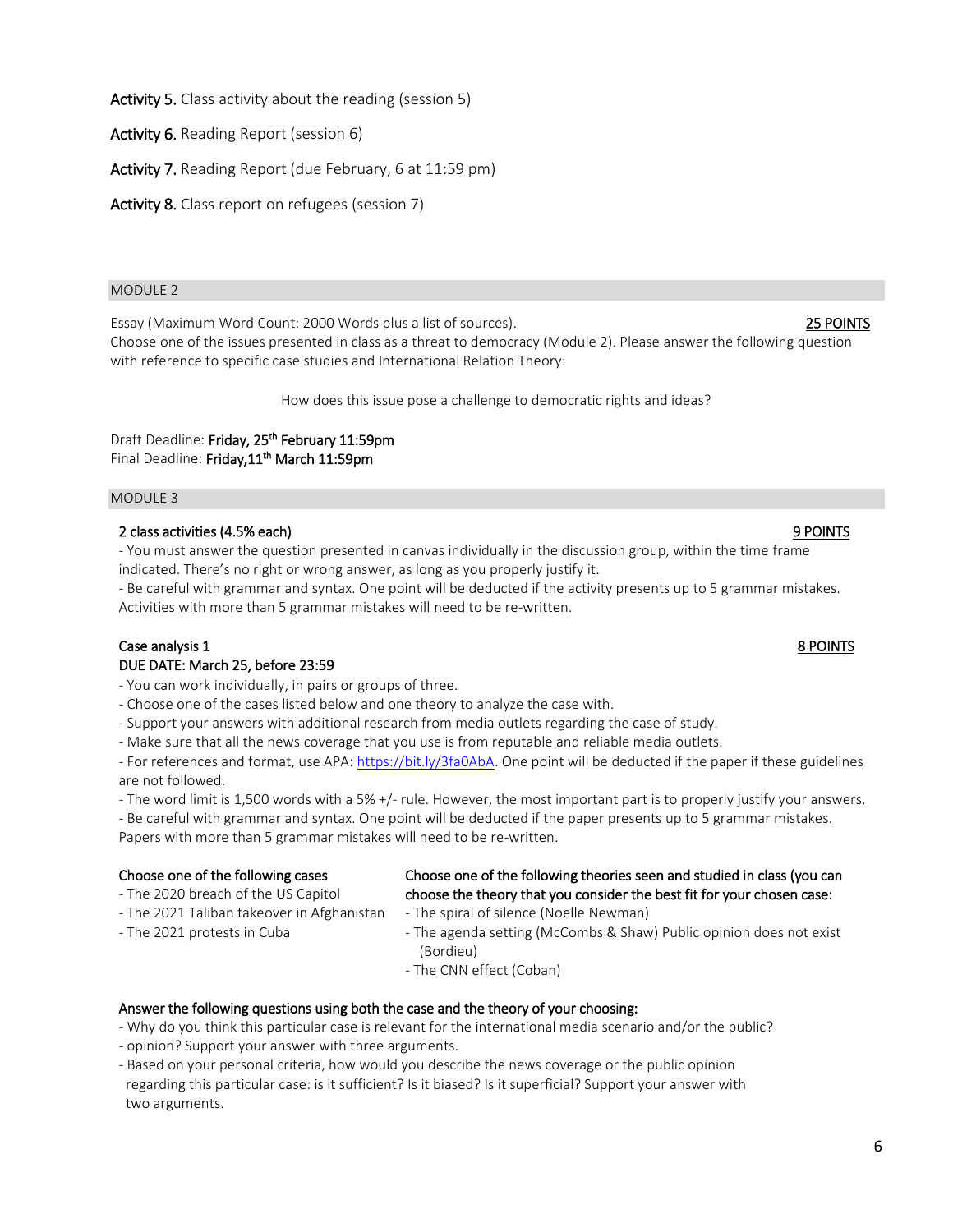**Activity 5.** Class activity about the reading (session 5)

**Activity 6.** Reading Report (session 6)

**Activity 7.** Reading Report (due February, 6 at 11:59 pm)

**Activity 8.** Class report on refugees (session 7)

## MODULE 2

Essay (Maximum Word Count: 2000 Words plus a list of sources). **25 POINTS**

Choose one of the issues presented in class as a threat to democracy (Module 2). Please answer the following question with reference to specific case studies and International Relation Theory:

How does this issue pose a challenge to democratic rights and ideas?

Draft Deadline: **Friday, 25th February 11:59pm**
Final Deadline: **Friday,11th March 11:59pm**

## MODULE 3

**2 class activities (4.5% each)** **9 POINTS**

- You must answer the question presented in canvas individually in the discussion group, within the time frame indicated. There's no right or wrong answer, as long as you properly justify it.
- Be careful with grammar and syntax. One point will be deducted if the activity presents up to 5 grammar mistakes. Activities with more than 5 grammar mistakes will need to be re-written.

**Case analysis 1** **8 POINTS**
**DUE DATE: March 25, before 23:59**

- You can work individually, in pairs or groups of three.
- Choose one of the cases listed below and one theory to analyze the case with.
- Support your answers with additional research from media outlets regarding the case of study.
- Make sure that all the news coverage that you use is from reputable and reliable media outlets.
- For references and format, use APA: https://bit.ly/3fa0AbA. One point will be deducted if the paper if these guidelines are not followed.
- The word limit is 1,500 words with a 5% +/- rule. However, the most important part is to properly justify your answers.
- Be careful with grammar and syntax. One point will be deducted if the paper presents up to 5 grammar mistakes. Papers with more than 5 grammar mistakes will need to be re-written.

**Choose one of the following cases**
- The 2020 breach of the US Capitol
- The 2021 Taliban takeover in Afghanistan
- The 2021 protests in Cuba

**Choose one of the following theories seen and studied in class (you can choose the theory that you consider the best fit for your chosen case:**
- The spiral of silence (Noelle Newman)
- The agenda setting (McCombs & Shaw) Public opinion does not exist (Bordieu)
- The CNN effect (Coban)

**Answer the following questions using both the case and the theory of your choosing:**
- Why do you think this particular case is relevant for the international media scenario and/or the public?
- opinion? Support your answer with three arguments.
- Based on your personal criteria, how would you describe the news coverage or the public opinion regarding this particular case: is it sufficient? Is it biased? Is it superficial? Support your answer with two arguments.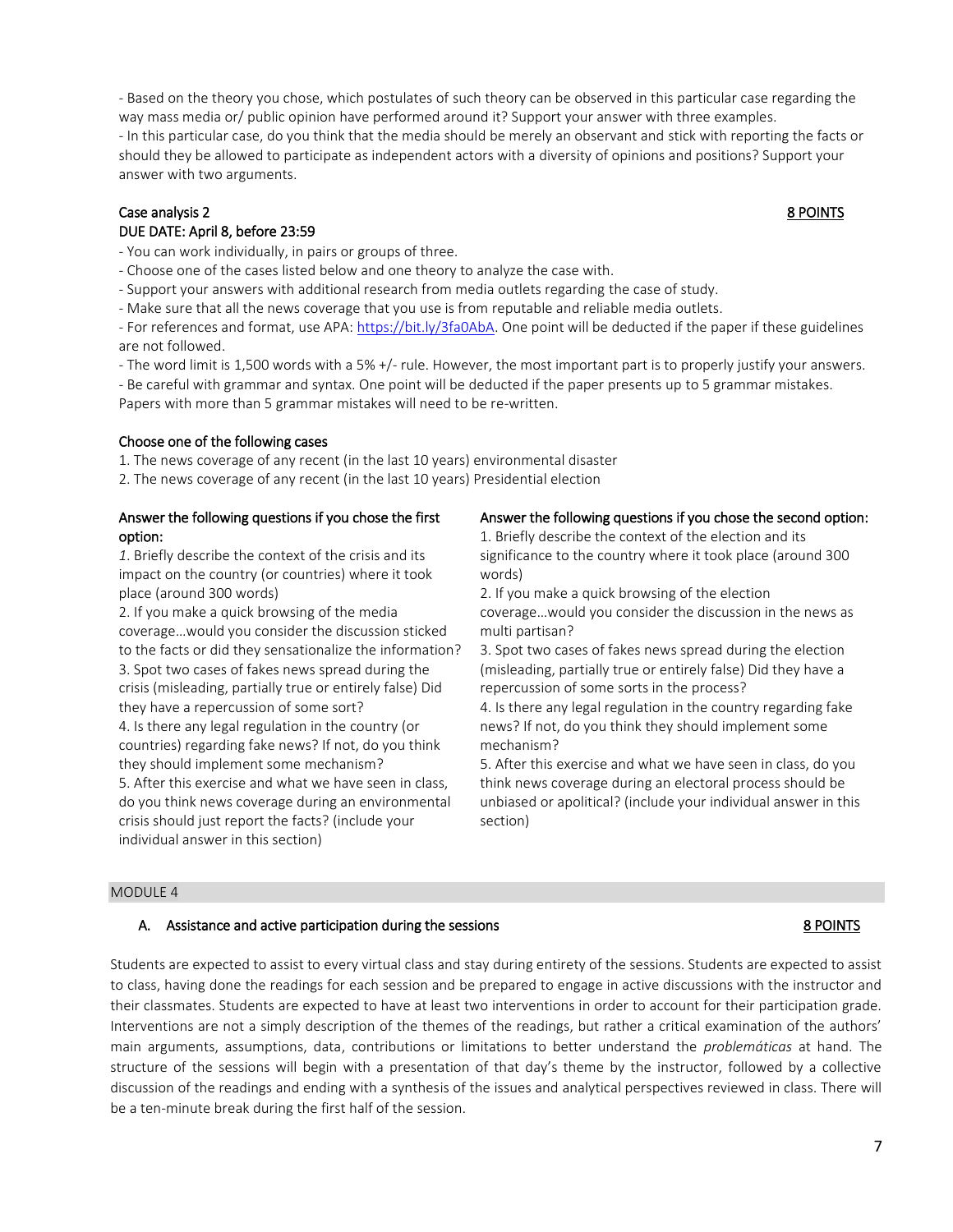- Based on the theory you chose, which postulates of such theory can be observed in this particular case regarding the way mass media or/ public opinion have performed around it? Support your answer with three examples.
- In this particular case, do you think that the media should be merely an observant and stick with reporting the facts or should they be allowed to participate as independent actors with a diversity of opinions and positions? Support your answer with two arguments.

Case analysis 2 <u>8 POINTS</u>
DUE DATE: April 8, before 23:59

- You can work individually, in pairs or groups of three.
- Choose one of the cases listed below and one theory to analyze the case with.
- Support your answers with additional research from media outlets regarding the case of study.
- Make sure that all the news coverage that you use is from reputable and reliable media outlets.
- For references and format, use APA: [https://bit.ly/3fa0AbA](https://bit.ly/3fa0AbA). One point will be deducted if the paper if these guidelines are not followed.
- The word limit is 1,500 words with a 5% +/- rule. However, the most important part is to properly justify your answers.
- Be careful with grammar and syntax. One point will be deducted if the paper presents up to 5 grammar mistakes. Papers with more than 5 grammar mistakes will need to be re-written.

<u>Choose one of the following cases</u>

1. The news coverage of any recent (in the last 10 years) environmental disaster
2. The news coverage of any recent (in the last 10 years) Presidential election

<u>Answer the following questions if you chose the first option:</u>

*1*. Briefly describe the context of the crisis and its impact on the country (or countries) where it took place (around 300 words)
2. If you make a quick browsing of the media coverage…would you consider the discussion sticked to the facts or did they sensationalize the information?
3. Spot two cases of fakes news spread during the crisis (misleading, partially true or entirely false) Did they have a repercussion of some sort?
4. Is there any legal regulation in the country (or countries) regarding fake news? If not, do you think they should implement some mechanism?
5. After this exercise and what we have seen in class, do you think news coverage during an environmental crisis should just report the facts? (include your individual answer in this section)

<u>Answer the following questions if you chose the second option:</u>

1. Briefly describe the context of the election and its significance to the country where it took place (around 300 words)
2. If you make a quick browsing of the election coverage…would you consider the discussion in the news as multi partisan?
3. Spot two cases of fakes news spread during the election (misleading, partially true or entirely false) Did they have a repercussion of some sorts in the process?
4. Is there any legal regulation in the country regarding fake news? If not, do you think they should implement some mechanism?
5. After this exercise and what we have seen in class, do you think news coverage during an electoral process should be unbiased or apolitical? (include your individual answer in this section)

## MODULE 4

### A. Assistance and active participation during the sessions <u>8 POINTS</u>

Students are expected to assist to every virtual class and stay during entirety of the sessions. Students are expected to assist to class, having done the readings for each session and be prepared to engage in active discussions with the instructor and their classmates. Students are expected to have at least two interventions in order to account for their participation grade. Interventions are not a simply description of the themes of the readings, but rather a critical examination of the authors' main arguments, assumptions, data, contributions or limitations to better understand the *problemáticas* at hand. The structure of the sessions will begin with a presentation of that day's theme by the instructor, followed by a collective discussion of the readings and ending with a synthesis of the issues and analytical perspectives reviewed in class. There will be a ten-minute break during the first half of the session.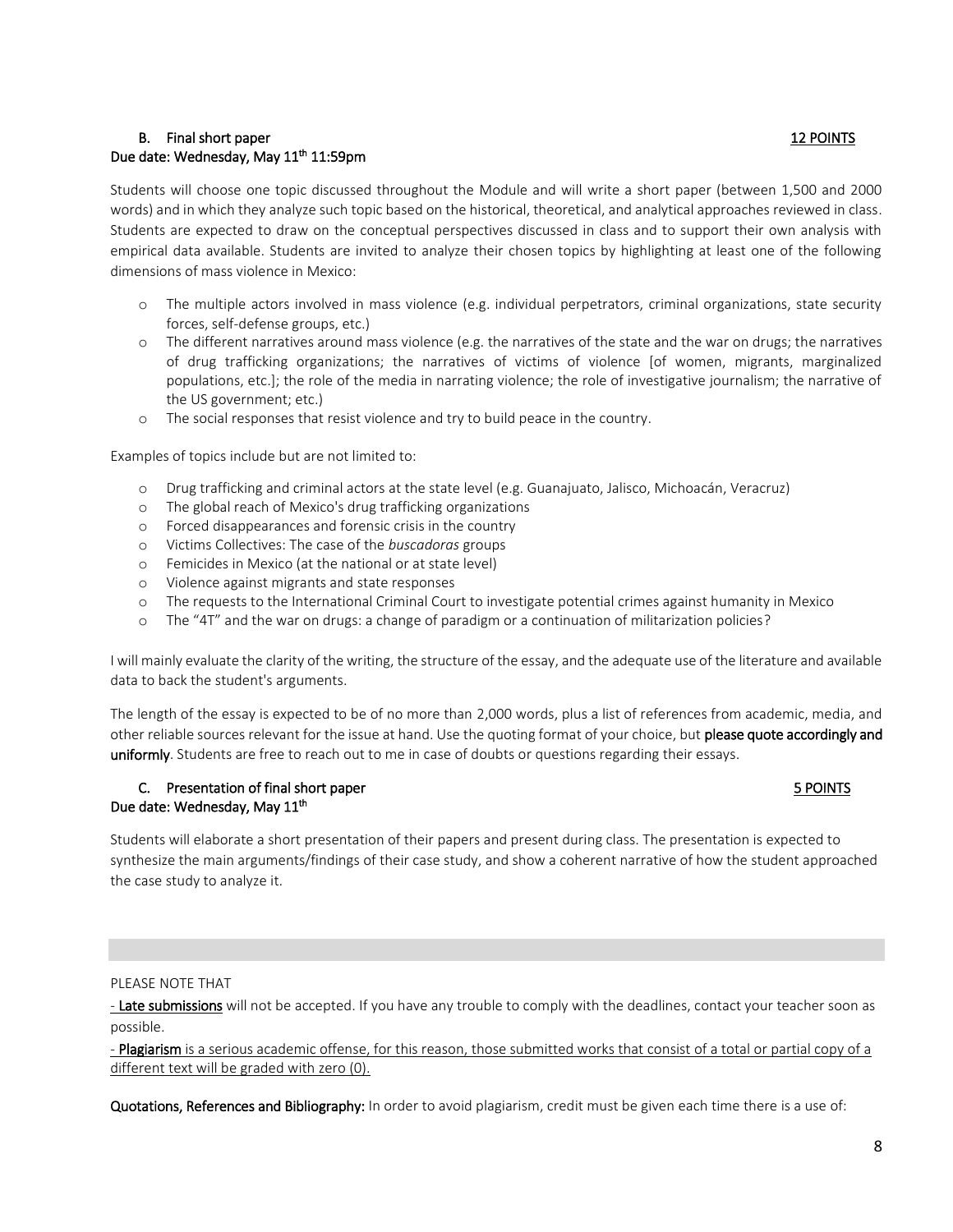### B. Final short paper **12 POINTS**

**Due date: Wednesday, May 11th 11:59pm**

Students will choose one topic discussed throughout the Module and will write a short paper (between 1,500 and 2000 words) and in which they analyze such topic based on the historical, theoretical, and analytical approaches reviewed in class. Students are expected to draw on the conceptual perspectives discussed in class and to support their own analysis with empirical data available. Students are invited to analyze their chosen topics by highlighting at least one of the following dimensions of mass violence in Mexico:

- The multiple actors involved in mass violence (e.g. individual perpetrators, criminal organizations, state security forces, self-defense groups, etc.)
- The different narratives around mass violence (e.g. the narratives of the state and the war on drugs; the narratives of drug trafficking organizations; the narratives of victims of violence [of women, migrants, marginalized populations, etc.]; the role of the media in narrating violence; the role of investigative journalism; the narrative of the US government; etc.)
- The social responses that resist violence and try to build peace in the country.

Examples of topics include but are not limited to:

- Drug trafficking and criminal actors at the state level (e.g. Guanajuato, Jalisco, Michoacán, Veracruz)
- The global reach of Mexico's drug trafficking organizations
- Forced disappearances and forensic crisis in the country
- Victims Collectives: The case of the *buscadoras* groups
- Femicides in Mexico (at the national or at state level)
- Violence against migrants and state responses
- The requests to the International Criminal Court to investigate potential crimes against humanity in Mexico
- The "4T" and the war on drugs: a change of paradigm or a continuation of militarization policies?

I will mainly evaluate the clarity of the writing, the structure of the essay, and the adequate use of the literature and available data to back the student's arguments.

The length of the essay is expected to be of no more than 2,000 words, plus a list of references from academic, media, and other reliable sources relevant for the issue at hand. Use the quoting format of your choice, but **please quote accordingly and uniformly**. Students are free to reach out to me in case of doubts or questions regarding their essays.

### C. Presentation of final short paper **5 POINTS**

**Due date: Wednesday, May 11th**

Students will elaborate a short presentation of their papers and present during class. The presentation is expected to synthesize the main arguments/findings of their case study, and show a coherent narrative of how the student approached the case study to analyze it.

---

PLEASE NOTE THAT

- **Late submissions** will not be accepted. If you have any trouble to comply with the deadlines, contact your teacher soon as possible.

- **Plagiarism** is a serious academic offense, for this reason, those submitted works that consist of a total or partial copy of a different text will be graded with zero (0).

**Quotations, References and Bibliography:** In order to avoid plagiarism, credit must be given each time there is a use of: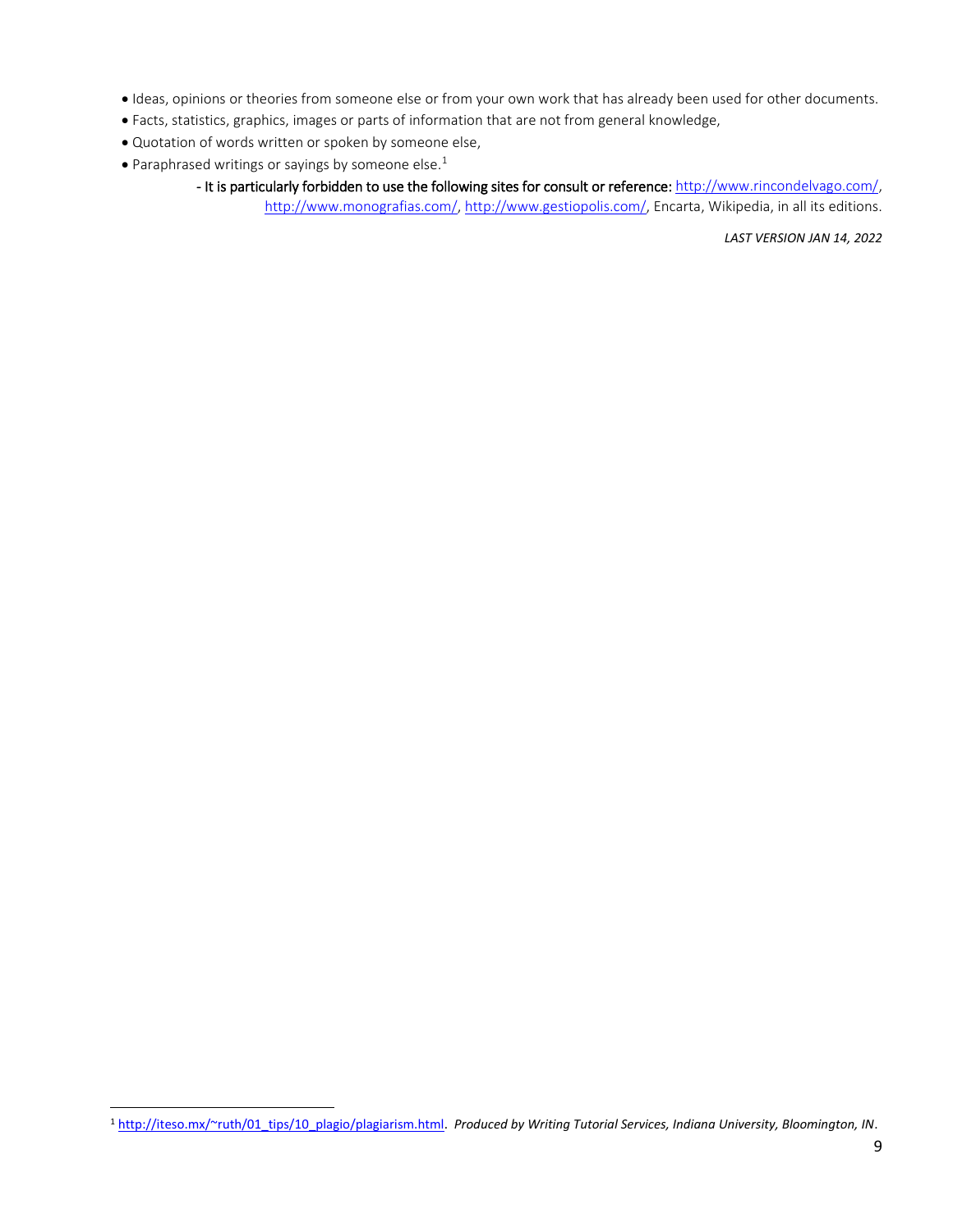- Ideas, opinions or theories from someone else or from your own work that has already been used for other documents.
- Facts, statistics, graphics, images or parts of information that are not from general knowledge,
- Quotation of words written or spoken by someone else,
- Paraphrased writings or sayings by someone else.[1]

- It is particularly forbidden to use the following sites for consult or reference: http://www.rincondelvago.com/, http://www.monografias.com/, http://www.gestiopolis.com/, Encarta, Wikipedia, in all its editions.

*LAST VERSION JAN 14, 2022*

[1] http://iteso.mx/~ruth/01_tips/10_plagio/plagiarism.html. *Produced by Writing Tutorial Services, Indiana University, Bloomington, IN*.